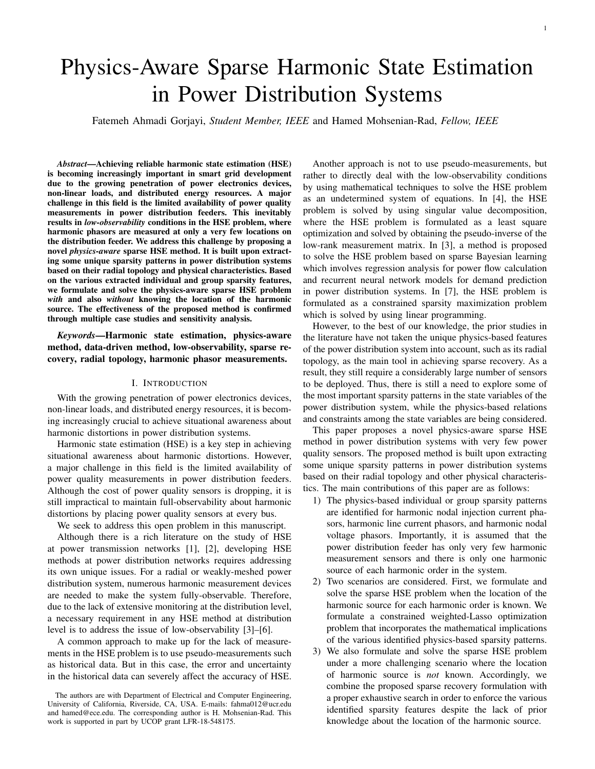# Physics-Aware Sparse Harmonic State Estimation in Power Distribution Systems

Fatemeh Ahmadi Gorjayi, *Student Member, IEEE* and Hamed Mohsenian-Rad, *Fellow, IEEE*

***Abstract*—Achieving reliable harmonic state estimation (HSE) is becoming increasingly important in smart grid development due to the growing penetration of power electronics devices, non-linear loads, and distributed energy resources. A major challenge in this field is the limited availability of power quality measurements in power distribution feeders. This inevitably results in *low-observability* conditions in the HSE problem, where harmonic phasors are measured at only a very few locations on the distribution feeder. We address this challenge by proposing a novel *physics-aware* sparse HSE method. It is built upon extracting some unique sparsity patterns in power distribution systems based on their radial topology and physical characteristics. Based on the various extracted individual and group sparsity features, we formulate and solve the physics-aware sparse HSE problem *with* and also *without* knowing the location of the harmonic source. The effectiveness of the proposed method is confirmed through multiple case studies and sensitivity analysis.**

***Keywords*—Harmonic state estimation, physics-aware method, data-driven method, low-observability, sparse recovery, radial topology, harmonic phasor measurements.**

## I. Introduction

With the growing penetration of power electronics devices, non-linear loads, and distributed energy resources, it is becoming increasingly crucial to achieve situational awareness about harmonic distortions in power distribution systems.

Harmonic state estimation (HSE) is a key step in achieving situational awareness about harmonic distortions. However, a major challenge in this field is the limited availability of power quality measurements in power distribution feeders. Although the cost of power quality sensors is dropping, it is still impractical to maintain full-observability about harmonic distortions by placing power quality sensors at every bus.

We seek to address this open problem in this manuscript.

Although there is a rich literature on the study of HSE at power transmission networks [1], [2], developing HSE methods at power distribution networks requires addressing its own unique issues. For a radial or weakly-meshed power distribution system, numerous harmonic measurement devices are needed to make the system fully-observable. Therefore, due to the lack of extensive monitoring at the distribution level, a necessary requirement in any HSE method at distribution level is to address the issue of low-observability [3]–[6].

A common approach to make up for the lack of measurements in the HSE problem is to use pseudo-measurements such as historical data. But in this case, the error and uncertainty in the historical data can severely affect the accuracy of HSE.

Another approach is not to use pseudo-measurements, but rather to directly deal with the low-observability conditions by using mathematical techniques to solve the HSE problem as an undetermined system of equations. In [4], the HSE problem is solved by using singular value decomposition, where the HSE problem is formulated as a least square optimization and solved by obtaining the pseudo-inverse of the low-rank measurement matrix. In [3], a method is proposed to solve the HSE problem based on sparse Bayesian learning which involves regression analysis for power flow calculation and recurrent neural network models for demand prediction in power distribution systems. In [7], the HSE problem is formulated as a constrained sparsity maximization problem which is solved by using linear programming.

However, to the best of our knowledge, the prior studies in the literature have not taken the unique physics-based features of the power distribution system into account, such as its radial topology, as the main tool in achieving sparse recovery. As a result, they still require a considerably large number of sensors to be deployed. Thus, there is still a need to explore some of the most important sparsity patterns in the state variables of the power distribution system, while the physics-based relations and constraints among the state variables are being considered.

This paper proposes a novel physics-aware sparse HSE method in power distribution systems with very few power quality sensors. The proposed method is built upon extracting some unique sparsity patterns in power distribution systems based on their radial topology and other physical characteristics. The main contributions of this paper are as follows:

1) The physics-based individual or group sparsity patterns are identified for harmonic nodal injection current phasors, harmonic line current phasors, and harmonic nodal voltage phasors. Importantly, it is assumed that the power distribution feeder has only very few harmonic measurement sensors and there is only one harmonic source of each harmonic order in the system.
2) Two scenarios are considered. First, we formulate and solve the sparse HSE problem when the location of the harmonic source for each harmonic order is known. We formulate a constrained weighted-Lasso optimization problem that incorporates the mathematical implications of the various identified physics-based sparsity patterns.
3) We also formulate and solve the sparse HSE problem under a more challenging scenario where the location of harmonic source is *not* known. Accordingly, we combine the proposed sparse recovery formulation with a proper exhaustive search in order to enforce the various identified sparsity features despite the lack of prior knowledge about the location of the harmonic source.

The authors are with Department of Electrical and Computer Engineering, University of California, Riverside, CA, USA. E-mails: fahma012@ucr.edu and hamed@ece.edu. The corresponding author is H. Mohsenian-Rad. This work is supported in part by UCOP grant LFR-18-548175.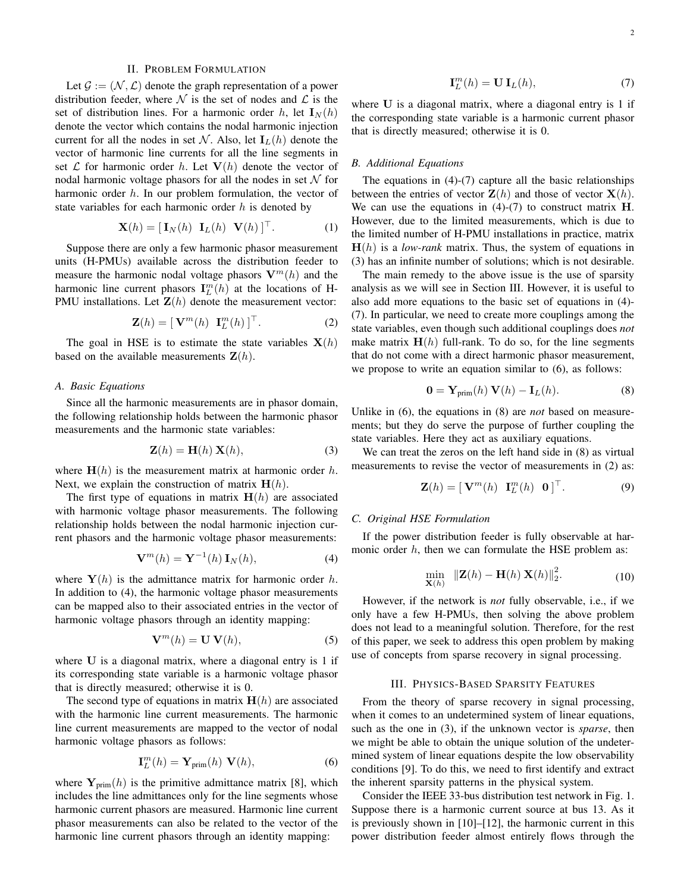## II. Problem Formulation

Let $\mathcal{G} := (\mathcal{N}, \mathcal{L})$ denote the graph representation of a power distribution feeder, where $\mathcal{N}$ is the set of nodes and $\mathcal{L}$ is the set of distribution lines. For a harmonic order $h$, let $\mathbf{I}_N(h)$ denote the vector which contains the nodal harmonic injection current for all the nodes in set $\mathcal{N}$. Also, let $\mathbf{I}_L(h)$ denote the vector of harmonic line currents for all the line segments in set $\mathcal{L}$ for harmonic order $h$. Let $\mathbf{V}(h)$ denote the vector of nodal harmonic voltage phasors for all the nodes in set $\mathcal{N}$ for harmonic order $h$. In our problem formulation, the vector of state variables for each harmonic order $h$ is denoted by

$$\mathbf{X}(h) = [\, \mathbf{I}_N(h) \;\; \mathbf{I}_L(h) \;\; \mathbf{V}(h) \,]^\top. \tag{1}$$

Suppose there are only a few harmonic phasor measurement units (H-PMUs) available across the distribution feeder to measure the harmonic nodal voltage phasors $\mathbf{V}^m(h)$ and the harmonic line current phasors $\mathbf{I}_L^m(h)$ at the locations of H-PMU installations. Let $\mathbf{Z}(h)$ denote the measurement vector:

$$\mathbf{Z}(h) = [\, \mathbf{V}^m(h) \;\; \mathbf{I}_L^m(h) \,]^\top. \tag{2}$$

The goal in HSE is to estimate the state variables $\mathbf{X}(h)$ based on the available measurements $\mathbf{Z}(h)$.

### A. Basic Equations

Since all the harmonic measurements are in phasor domain, the following relationship holds between the harmonic phasor measurements and the harmonic state variables:

$$\mathbf{Z}(h) = \mathbf{H}(h)\, \mathbf{X}(h), \tag{3}$$

where $\mathbf{H}(h)$ is the measurement matrix at harmonic order $h$. Next, we explain the construction of matrix $\mathbf{H}(h)$.

The first type of equations in matrix $\mathbf{H}(h)$ are associated with harmonic voltage phasor measurements. The following relationship holds between the nodal harmonic injection current phasors and the harmonic voltage phasor measurements:

$$\mathbf{V}^m(h) = \mathbf{Y}^{-1}(h)\, \mathbf{I}_N(h), \tag{4}$$

where $\mathbf{Y}(h)$ is the admittance matrix for harmonic order $h$. In addition to (4), the harmonic voltage phasor measurements can be mapped also to their associated entries in the vector of harmonic voltage phasors through an identity mapping:

$$\mathbf{V}^m(h) = \mathbf{U}\, \mathbf{V}(h), \tag{5}$$

where $\mathbf{U}$ is a diagonal matrix, where a diagonal entry is 1 if its corresponding state variable is a harmonic voltage phasor that is directly measured; otherwise it is 0.

The second type of equations in matrix $\mathbf{H}(h)$ are associated with the harmonic line current measurements. The harmonic line current measurements are mapped to the vector of nodal harmonic voltage phasors as follows:

$$\mathbf{I}_L^m(h) = \mathbf{Y}_{\text{prim}}(h)\; \mathbf{V}(h), \tag{6}$$

where $\mathbf{Y}_{\text{prim}}(h)$ is the primitive admittance matrix [8], which includes the line admittances only for the line segments whose harmonic current phasors are measured. Harmonic line current phasor measurements can also be related to the vector of the harmonic line current phasors through an identity mapping:

$$\mathbf{I}_L^m(h) = \mathbf{U}\, \mathbf{I}_L(h), \tag{7}$$

where $\mathbf{U}$ is a diagonal matrix, where a diagonal entry is 1 if the corresponding state variable is a harmonic current phasor that is directly measured; otherwise it is 0.

### B. Additional Equations

The equations in (4)-(7) capture all the basic relationships between the entries of vector $\mathbf{Z}(h)$ and those of vector $\mathbf{X}(h)$. We can use the equations in (4)-(7) to construct matrix $\mathbf{H}$. However, due to the limited measurements, which is due to the limited number of H-PMU installations in practice, matrix $\mathbf{H}(h)$ is a *low-rank* matrix. Thus, the system of equations in (3) has an infinite number of solutions; which is not desirable.

The main remedy to the above issue is the use of sparsity analysis as we will see in Section III. However, it is useful to also add more equations to the basic set of equations in (4)-(7). In particular, we need to create more couplings among the state variables, even though such additional couplings does *not* make matrix $\mathbf{H}(h)$ full-rank. To do so, for the line segments that do not come with a direct harmonic phasor measurement, we propose to write an equation similar to (6), as follows:

$$\mathbf{0} = \mathbf{Y}_{\text{prim}}(h)\, \mathbf{V}(h) - \mathbf{I}_L(h). \tag{8}$$

Unlike in (6), the equations in (8) are *not* based on measurements; but they do serve the purpose of further coupling the state variables. Here they act as auxiliary equations.

We can treat the zeros on the left hand side in (8) as virtual measurements to revise the vector of measurements in (2) as:

$$\mathbf{Z}(h) = [\, \mathbf{V}^m(h) \;\; \mathbf{I}_L^m(h) \;\; \mathbf{0} \,]^\top. \tag{9}$$

### C. Original HSE Formulation

If the power distribution feeder is fully observable at harmonic order $h$, then we can formulate the HSE problem as:

$$\min_{\mathbf{X}(h)} \;\; \|\mathbf{Z}(h) - \mathbf{H}(h)\, \mathbf{X}(h)\|_2^2. \tag{10}$$

However, if the network is *not* fully observable, i.e., if we only have a few H-PMUs, then solving the above problem does not lead to a meaningful solution. Therefore, for the rest of this paper, we seek to address this open problem by making use of concepts from sparse recovery in signal processing.

## III. Physics-Based Sparsity Features

From the theory of sparse recovery in signal processing, when it comes to an undetermined system of linear equations, such as the one in (3), if the unknown vector is *sparse*, then we might be able to obtain the unique solution of the undetermined system of linear equations despite the low observability conditions [9]. To do this, we need to first identify and extract the inherent sparsity patterns in the physical system.

Consider the IEEE 33-bus distribution test network in Fig. 1. Suppose there is a harmonic current source at bus 13. As it is previously shown in [10]–[12], the harmonic current in this power distribution feeder almost entirely flows through the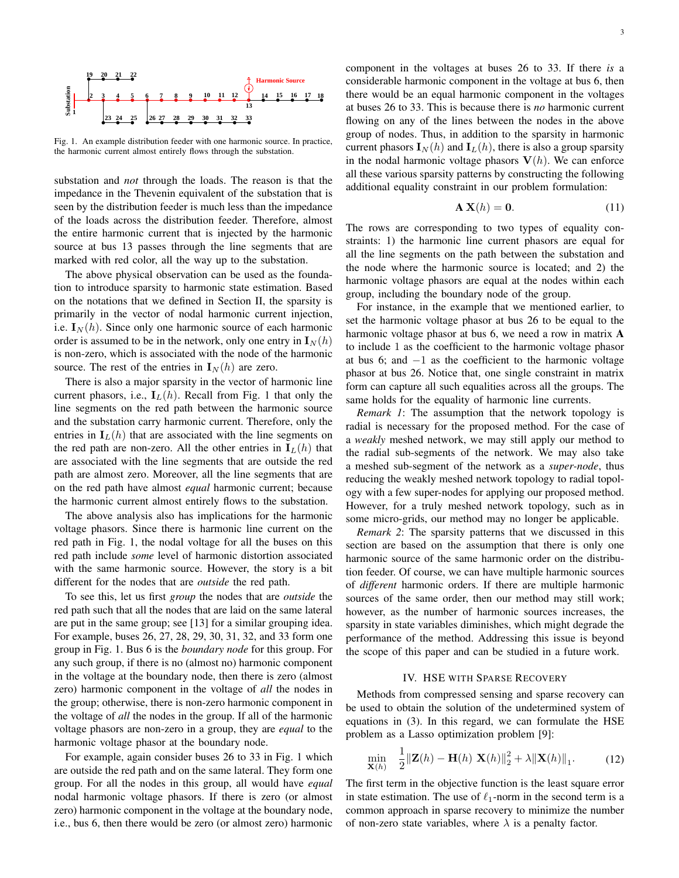Fig. 1. An example distribution feeder with one harmonic source. In practice, the harmonic current almost entirely flows through the substation.

substation and *not* through the loads. The reason is that the impedance in the Thevenin equivalent of the substation that is seen by the distribution feeder is much less than the impedance of the loads across the distribution feeder. Therefore, almost the entire harmonic current that is injected by the harmonic source at bus 13 passes through the line segments that are marked with red color, all the way up to the substation.

The above physical observation can be used as the foundation to introduce sparsity to harmonic state estimation. Based on the notations that we defined in Section II, the sparsity is primarily in the vector of nodal harmonic current injection, i.e. $\mathbf{I}_N(h)$. Since only one harmonic source of each harmonic order is assumed to be in the network, only one entry in $\mathbf{I}_N(h)$ is non-zero, which is associated with the node of the harmonic source. The rest of the entries in $\mathbf{I}_N(h)$ are zero.

There is also a major sparsity in the vector of harmonic line current phasors, i.e., $\mathbf{I}_L(h)$. Recall from Fig. 1 that only the line segments on the red path between the harmonic source and the substation carry harmonic current. Therefore, only the entries in $\mathbf{I}_L(h)$ that are associated with the line segments on the red path are non-zero. All the other entries in $\mathbf{I}_L(h)$ that are associated with the line segments that are outside the red path are almost zero. Moreover, all the line segments that are on the red path have almost *equal* harmonic current; because the harmonic current almost entirely flows to the substation.

The above analysis also has implications for the harmonic voltage phasors. Since there is harmonic line current on the red path in Fig. 1, the nodal voltage for all the buses on this red path include *some* level of harmonic distortion associated with the same harmonic source. However, the story is a bit different for the nodes that are *outside* the red path.

To see this, let us first *group* the nodes that are *outside* the red path such that all the nodes that are laid on the same lateral are put in the same group; see [13] for a similar grouping idea. For example, buses 26, 27, 28, 29, 30, 31, 32, and 33 form one group in Fig. 1. Bus 6 is the *boundary node* for this group. For any such group, if there is no (almost no) harmonic component in the voltage at the boundary node, then there is zero (almost zero) harmonic component in the voltage of *all* the nodes in the group; otherwise, there is non-zero harmonic component in the voltage of *all* the nodes in the group. If all of the harmonic voltage phasors are non-zero in a group, they are *equal* to the harmonic voltage phasor at the boundary node.

For example, again consider buses 26 to 33 in Fig. 1 which are outside the red path and on the same lateral. They form one group. For all the nodes in this group, all would have *equal* nodal harmonic voltage phasors. If there is zero (or almost zero) harmonic component in the voltage at the boundary node, i.e., bus 6, then there would be zero (or almost zero) harmonic component in the voltages at buses 26 to 33. If there *is* a considerable harmonic component in the voltage at bus 6, then there would be an equal harmonic component in the voltages at buses 26 to 33. This is because there is *no* harmonic current flowing on any of the lines between the nodes in the above group of nodes. Thus, in addition to the sparsity in harmonic current phasors $\mathbf{I}_N(h)$ and $\mathbf{I}_L(h)$, there is also a group sparsity in the nodal harmonic voltage phasors $\mathbf{V}(h)$. We can enforce all these various sparsity patterns by constructing the following additional equality constraint in our problem formulation:

$$\mathbf{A}\,\mathbf{X}(h) = \mathbf{0}. \tag{11}$$

The rows are corresponding to two types of equality constraints: 1) the harmonic line current phasors are equal for all the line segments on the path between the substation and the node where the harmonic source is located; and 2) the harmonic voltage phasors are equal at the nodes within each group, including the boundary node of the group.

For instance, in the example that we mentioned earlier, to set the harmonic voltage phasor at bus 26 to be equal to the harmonic voltage phasor at bus 6, we need a row in matrix $\mathbf{A}$ to include 1 as the coefficient to the harmonic voltage phasor at bus 6; and $-1$ as the coefficient to the harmonic voltage phasor at bus 26. Notice that, one single constraint in matrix form can capture all such equalities across all the groups. The same holds for the equality of harmonic line currents.

*Remark 1*: The assumption that the network topology is radial is necessary for the proposed method. For the case of a *weakly* meshed network, we may still apply our method to the radial sub-segments of the network. We may also take a meshed sub-segment of the network as a *super-node*, thus reducing the weakly meshed network topology to radial topology with a few super-nodes for applying our proposed method. However, for a truly meshed network topology, such as in some micro-grids, our method may no longer be applicable.

*Remark 2*: The sparsity patterns that we discussed in this section are based on the assumption that there is only one harmonic source of the same harmonic order on the distribution feeder. Of course, we can have multiple harmonic sources of *different* harmonic orders. If there are multiple harmonic sources of the same order, then our method may still work; however, as the number of harmonic sources increases, the sparsity in state variables diminishes, which might degrade the performance of the method. Addressing this issue is beyond the scope of this paper and can be studied in a future work.

## IV. HSE with Sparse Recovery

Methods from compressed sensing and sparse recovery can be used to obtain the solution of the undetermined system of equations in (3). In this regard, we can formulate the HSE problem as a Lasso optimization problem [9]:

$$\min_{\mathbf{X}(h)} \quad \frac{1}{2}\|\mathbf{Z}(h) - \mathbf{H}(h)\ \mathbf{X}(h)\|_2^2 + \lambda \|\mathbf{X}(h)\|_1. \tag{12}$$

The first term in the objective function is the least square error in state estimation. The use of $\ell_1$-norm in the second term is a common approach in sparse recovery to minimize the number of non-zero state variables, where $\lambda$ is a penalty factor.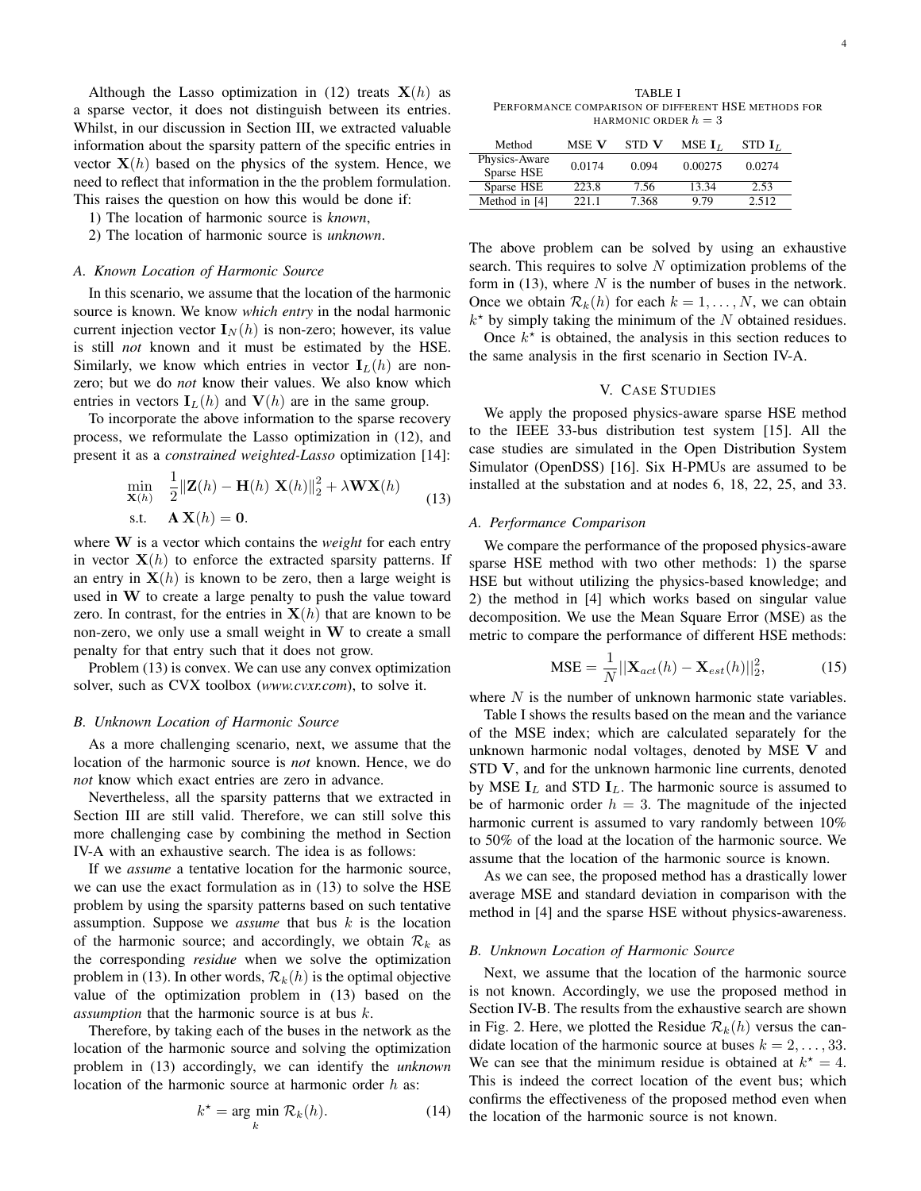Although the Lasso optimization in (12) treats $\mathbf{X}(h)$ as a sparse vector, it does not distinguish between its entries. Whilst, in our discussion in Section III, we extracted valuable information about the sparsity pattern of the specific entries in vector $\mathbf{X}(h)$ based on the physics of the system. Hence, we need to reflect that information in the the problem formulation. This raises the question on how this would be done if:

1) The location of harmonic source is *known*,
2) The location of harmonic source is *unknown*.

### A. Known Location of Harmonic Source

In this scenario, we assume that the location of the harmonic source is known. We know *which entry* in the nodal harmonic current injection vector $\mathbf{I}_N(h)$ is non-zero; however, its value is still *not* known and it must be estimated by the HSE. Similarly, we know which entries in vector $\mathbf{I}_L(h)$ are non-zero; but we do *not* know their values. We also know which entries in vectors $\mathbf{I}_L(h)$ and $\mathbf{V}(h)$ are in the same group.

To incorporate the above information to the sparse recovery process, we reformulate the Lasso optimization in (12), and present it as a *constrained weighted-Lasso* optimization [14]:

$$\begin{aligned} \min_{\mathbf{X}(h)} \quad & \frac{1}{2}\|\mathbf{Z}(h) - \mathbf{H}(h)\ \mathbf{X}(h)\|_2^2 + \lambda \mathbf{W}\mathbf{X}(h) \\ \text{s.t.} \quad & \mathbf{A}\,\mathbf{X}(h) = \mathbf{0}. \end{aligned} \tag{13}$$

where $\mathbf{W}$ is a vector which contains the *weight* for each entry in vector $\mathbf{X}(h)$ to enforce the extracted sparsity patterns. If an entry in $\mathbf{X}(h)$ is known to be zero, then a large weight is used in $\mathbf{W}$ to create a large penalty to push the value toward zero. In contrast, for the entries in $\mathbf{X}(h)$ that are known to be non-zero, we only use a small weight in $\mathbf{W}$ to create a small penalty for that entry such that it does not grow.

Problem (13) is convex. We can use any convex optimization solver, such as CVX toolbox (*www.cvxr.com*), to solve it.

### B. Unknown Location of Harmonic Source

As a more challenging scenario, next, we assume that the location of the harmonic source is *not* known. Hence, we do *not* know which exact entries are zero in advance.

Nevertheless, all the sparsity patterns that we extracted in Section III are still valid. Therefore, we can still solve this more challenging case by combining the method in Section IV-A with an exhaustive search. The idea is as follows:

If we *assume* a tentative location for the harmonic source, we can use the exact formulation as in (13) to solve the HSE problem by using the sparsity patterns based on such tentative assumption. Suppose we *assume* that bus $k$ is the location of the harmonic source; and accordingly, we obtain $\mathcal{R}_k$ as the corresponding *residue* when we solve the optimization problem in (13). In other words, $\mathcal{R}_k(h)$ is the optimal objective value of the optimization problem in (13) based on the *assumption* that the harmonic source is at bus $k$.

Therefore, by taking each of the buses in the network as the location of the harmonic source and solving the optimization problem in (13) accordingly, we can identify the *unknown* location of the harmonic source at harmonic order $h$ as:

$$k^\star = \arg\min_{k} \mathcal{R}_k(h). \tag{14}$$

The above problem can be solved by using an exhaustive search. This requires to solve $N$ optimization problems of the form in (13), where $N$ is the number of buses in the network. Once we obtain $\mathcal{R}_k(h)$ for each $k = 1, \ldots, N$, we can obtain $k^\star$ by simply taking the minimum of the $N$ obtained residues.

Once $k^\star$ is obtained, the analysis in this section reduces to the same analysis in the first scenario in Section IV-A.

## V. Case Studies

We apply the proposed physics-aware sparse HSE method to the IEEE 33-bus distribution test system [15]. All the case studies are simulated in the Open Distribution System Simulator (OpenDSS) [16]. Six H-PMUs are assumed to be installed at the substation and at nodes 6, 18, 22, 25, and 33.

### A. Performance Comparison

We compare the performance of the proposed physics-aware sparse HSE method with two other methods: 1) the sparse HSE but without utilizing the physics-based knowledge; and 2) the method in [4] which works based on singular value decomposition. We use the Mean Square Error (MSE) as the metric to compare the performance of different HSE methods:

$$\text{MSE} = \frac{1}{N}||\mathbf{X}_{act}(h) - \mathbf{X}_{est}(h)||_2^2, \tag{15}$$

where $N$ is the number of unknown harmonic state variables.

TABLE I
Performance comparison of different HSE methods for harmonic order $h = 3$

| Method | MSE $\mathbf{V}$ | STD $\mathbf{V}$ | MSE $\mathbf{I}_L$ | STD $\mathbf{I}_L$ |
|---|---|---|---|---|
| Physics-Aware Sparse HSE | 0.0174 | 0.094 | 0.00275 | 0.0274 |
| Sparse HSE | 223.8 | 7.56 | 13.34 | 2.53 |
| Method in [4] | 221.1 | 7.368 | 9.79 | 2.512 |

Table I shows the results based on the mean and the variance of the MSE index; which are calculated separately for the unknown harmonic nodal voltages, denoted by MSE $\mathbf{V}$ and STD $\mathbf{V}$, and for the unknown harmonic line currents, denoted by MSE $\mathbf{I}_L$ and STD $\mathbf{I}_L$. The harmonic source is assumed to be of harmonic order $h = 3$. The magnitude of the injected harmonic current is assumed to vary randomly between 10% to 50% of the load at the location of the harmonic source. We assume that the location of the harmonic source is known.

As we can see, the proposed method has a drastically lower average MSE and standard deviation in comparison with the method in [4] and the sparse HSE without physics-awareness.

### B. Unknown Location of Harmonic Source

Next, we assume that the location of the harmonic source is not known. Accordingly, we use the proposed method in Section IV-B. The results from the exhaustive search are shown in Fig. 2. Here, we plotted the Residue $\mathcal{R}_k(h)$ versus the candidate location of the harmonic source at buses $k = 2, \ldots, 33$. We can see that the minimum residue is obtained at $k^\star = 4$. This is indeed the correct location of the event bus; which confirms the effectiveness of the proposed method even when the location of the harmonic source is not known.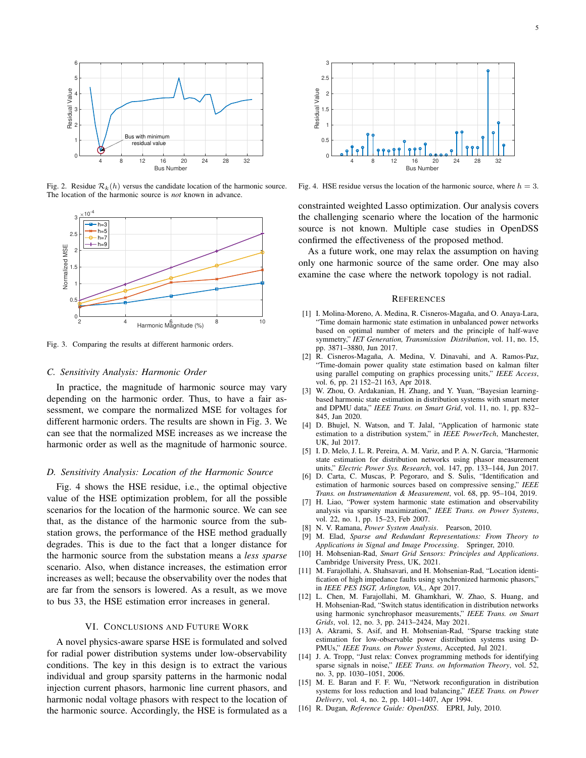6
5
4
3
2
1
0
Residual Value
4 8 12 16 20 24 28 32
Bus Number
Bus with minimum residual value

Fig. 2. Residue $\mathcal{R}_k(h)$ versus the candidate location of the harmonic source. The location of the harmonic source is *not* known in advance.

$\times 10^{-4}$
3
2.5
2
1.5
1
0.5
0
Normalized MSE
h=3
h=5
h=7
h=9
2 4 6 8 10
Harmonic Magnitude (%)

Fig. 3. Comparing the results at different harmonic orders.

### C. Sensitivity Analysis: Harmonic Order

In practice, the magnitude of harmonic source may vary depending on the harmonic order. Thus, to have a fair assessment, we compare the normalized MSE for voltages for different harmonic orders. The results are shown in Fig. 3. We can see that the normalized MSE increases as we increase the harmonic order as well as the magnitude of harmonic source.

### D. Sensitivity Analysis: Location of the Harmonic Source

Fig. 4 shows the HSE residue, i.e., the optimal objective value of the HSE optimization problem, for all the possible scenarios for the location of the harmonic source. We can see that, as the distance of the harmonic source from the substation grows, the performance of the HSE method gradually degrades. This is due to the fact that a longer distance for the harmonic source from the substation means a *less sparse* scenario. Also, when distance increases, the estimation error increases as well; because the observability over the nodes that are far from the sensors is lowered. As a result, as we move to bus 33, the HSE estimation error increases in general.

3
2.5
2
1.5
1
0.5
0
Residual Value
4 8 12 16 20 24 28 32
Bus Number

Fig. 4. HSE residue versus the location of the harmonic source, where $h = 3$.

## VI. Conclusions and Future Work

A novel physics-aware sparse HSE is formulated and solved for radial power distribution systems under low-observability conditions. The key in this design is to extract the various individual and group sparsity patterns in the harmonic nodal injection current phasors, harmonic line current phasors, and harmonic nodal voltage phasors with respect to the location of the harmonic source. Accordingly, the HSE is formulated as a constrainted weighted Lasso optimization. Our analysis covers the challenging scenario where the location of the harmonic source is not known. Multiple case studies in OpenDSS confirmed the effectiveness of the proposed method.

As a future work, one may relax the assumption on having only one harmonic source of the same order. One may also examine the case where the network topology is not radial.

## References

[1] I. Molina-Moreno, A. Medina, R. Cisneros-Magaña, and O. Anaya-Lara, "Time domain harmonic state estimation in unbalanced power networks based on optimal number of meters and the principle of half-wave symmetry," *IET Generation, Transmission Distribution*, vol. 11, no. 15, pp. 3871–3880, Jun 2017.

[2] R. Cisneros-Magaña, A. Medina, V. Dinavahi, and A. Ramos-Paz, "Time-domain power quality state estimation based on kalman filter using parallel computing on graphics processing units," *IEEE Access*, vol. 6, pp. 21 152–21 163, Apr 2018.

[3] W. Zhou, O. Ardakanian, H. Zhang, and Y. Yuan, "Bayesian learning-based harmonic state estimation in distribution systems with smart meter and DPMU data," *IEEE Trans. on Smart Grid*, vol. 11, no. 1, pp. 832–845, Jan 2020.

[4] D. Bhujel, N. Watson, and T. Jalal, "Application of harmonic state estimation to a distribution system," in *IEEE PowerTech*, Manchester, UK, Jul 2017.

[5] I. D. Melo, J. L. R. Pereira, A. M. Variz, and P. A. N. Garcia, "Harmonic state estimation for distribution networks using phasor measurement units," *Electric Power Sys. Research*, vol. 147, pp. 133–144, Jun 2017.

[6] D. Carta, C. Muscas, P. Pegoraro, and S. Sulis, "Identification and estimation of harmonic sources based on compressive sensing," *IEEE Trans. on Instrumentation & Measurement*, vol. 68, pp. 95–104, 2019.

[7] H. Liao, "Power system harmonic state estimation and observability analysis via sparsity maximization," *IEEE Trans. on Power Systems*, vol. 22, no. 1, pp. 15–23, Feb 2007.

[8] N. V. Ramana, *Power System Analysis*. Pearson, 2010.

[9] M. Elad, *Sparse and Redundant Representations: From Theory to Applications in Signal and Image Processing*. Springer, 2010.

[10] H. Mohsenian-Rad, *Smart Grid Sensors: Principles and Applications*. Cambridge University Press, UK, 2021.

[11] M. Farajollahi, A. Shahsavari, and H. Mohsenian-Rad, "Location identification of high impedance faults using synchronized harmonic phasors," in *IEEE PES ISGT, Arlington, VA,*, Apr 2017.

[12] L. Chen, M. Farajollahi, M. Ghamkhari, W. Zhao, S. Huang, and H. Mohsenian-Rad, "Switch status identification in distribution networks using harmonic synchrophasor measurements," *IEEE Trans. on Smart Grids*, vol. 12, no. 3, pp. 2413–2424, May 2021.

[13] A. Akrami, S. Asif, and H. Mohsenian-Rad, "Sparse tracking state estimation for low-observable power distribution systems using D-PMUs," *IEEE Trans. on Power Systems*, Accepted, Jul 2021.

[14] J. A. Tropp, "Just relax: Convex programming methods for identifying sparse signals in noise," *IEEE Trans. on Information Theory*, vol. 52, no. 3, pp. 1030–1051, 2006.

[15] M. E. Baran and F. F. Wu, "Network reconfiguration in distribution systems for loss reduction and load balancing," *IEEE Trans. on Power Delivery*, vol. 4, no. 2, pp. 1401–1407, Apr 1994.

[16] R. Dugan, *Reference Guide: OpenDSS*. EPRI, July, 2010.